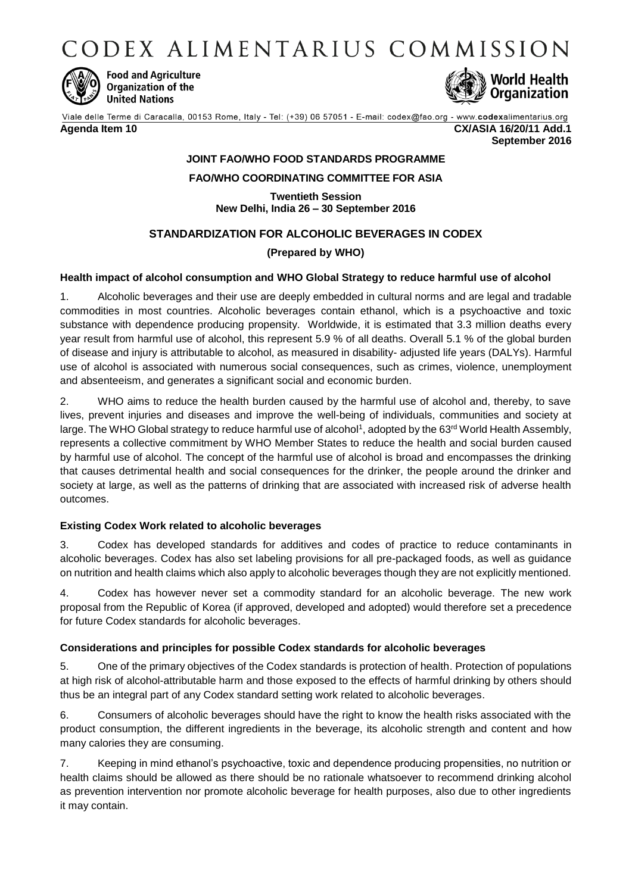# CODEX ALIMENTARIUS COMMISSION

**Food and Agriculture Organization of the United Nations**

**World Health Organization**

Viale delle Terme di Caracalla, 00153 Rome, Italy - Tel: (+39) 06 57051 - E-mail: codex@fao.org - www.codexalimentarius.org

**Agenda Item 10** **CX/ASIA 16/20/11 Add.1**
**September 2016**

**JOINT FAO/WHO FOOD STANDARDS PROGRAMME**

**FAO/WHO COORDINATING COMMITTEE FOR ASIA**

**Twentieth Session**
**New Delhi, India 26 – 30 September 2016**

## STANDARDIZATION FOR ALCOHOLIC BEVERAGES IN CODEX

**(Prepared by WHO)**

### Health impact of alcohol consumption and WHO Global Strategy to reduce harmful use of alcohol

1. Alcoholic beverages and their use are deeply embedded in cultural norms and are legal and tradable commodities in most countries. Alcoholic beverages contain ethanol, which is a psychoactive and toxic substance with dependence producing propensity. Worldwide, it is estimated that 3.3 million deaths every year result from harmful use of alcohol, this represent 5.9 % of all deaths. Overall 5.1 % of the global burden of disease and injury is attributable to alcohol, as measured in disability- adjusted life years (DALYs). Harmful use of alcohol is associated with numerous social consequences, such as crimes, violence, unemployment and absenteeism, and generates a significant social and economic burden.

2. WHO aims to reduce the health burden caused by the harmful use of alcohol and, thereby, to save lives, prevent injuries and diseases and improve the well-being of individuals, communities and society at large. The WHO Global strategy to reduce harmful use of alcohol[1], adopted by the 63rd World Health Assembly, represents a collective commitment by WHO Member States to reduce the health and social burden caused by harmful use of alcohol. The concept of the harmful use of alcohol is broad and encompasses the drinking that causes detrimental health and social consequences for the drinker, the people around the drinker and society at large, as well as the patterns of drinking that are associated with increased risk of adverse health outcomes.

### Existing Codex Work related to alcoholic beverages

3. Codex has developed standards for additives and codes of practice to reduce contaminants in alcoholic beverages. Codex has also set labeling provisions for all pre-packaged foods, as well as guidance on nutrition and health claims which also apply to alcoholic beverages though they are not explicitly mentioned.

4. Codex has however never set a commodity standard for an alcoholic beverage. The new work proposal from the Republic of Korea (if approved, developed and adopted) would therefore set a precedence for future Codex standards for alcoholic beverages.

### Considerations and principles for possible Codex standards for alcoholic beverages

5. One of the primary objectives of the Codex standards is protection of health. Protection of populations at high risk of alcohol-attributable harm and those exposed to the effects of harmful drinking by others should thus be an integral part of any Codex standard setting work related to alcoholic beverages.

6. Consumers of alcoholic beverages should have the right to know the health risks associated with the product consumption, the different ingredients in the beverage, its alcoholic strength and content and how many calories they are consuming.

7. Keeping in mind ethanol's psychoactive, toxic and dependence producing propensities, no nutrition or health claims should be allowed as there should be no rationale whatsoever to recommend drinking alcohol as prevention intervention nor promote alcoholic beverage for health purposes, also due to other ingredients it may contain.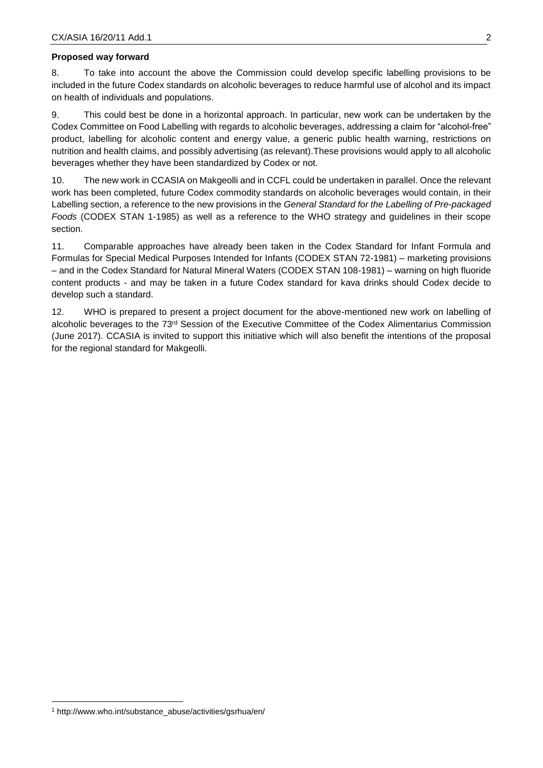**Proposed way forward**

8. To take into account the above the Commission could develop specific labelling provisions to be included in the future Codex standards on alcoholic beverages to reduce harmful use of alcohol and its impact on health of individuals and populations.

9. This could best be done in a horizontal approach. In particular, new work can be undertaken by the Codex Committee on Food Labelling with regards to alcoholic beverages, addressing a claim for "alcohol-free" product, labelling for alcoholic content and energy value, a generic public health warning, restrictions on nutrition and health claims, and possibly advertising (as relevant).These provisions would apply to all alcoholic beverages whether they have been standardized by Codex or not.

10. The new work in CCASIA on Makgeolli and in CCFL could be undertaken in parallel. Once the relevant work has been completed, future Codex commodity standards on alcoholic beverages would contain, in their Labelling section, a reference to the new provisions in the *General Standard for the Labelling of Pre-packaged Foods* (CODEX STAN 1-1985) as well as a reference to the WHO strategy and guidelines in their scope section.

11. Comparable approaches have already been taken in the Codex Standard for Infant Formula and Formulas for Special Medical Purposes Intended for Infants (CODEX STAN 72-1981) – marketing provisions – and in the Codex Standard for Natural Mineral Waters (CODEX STAN 108-1981) – warning on high fluoride content products - and may be taken in a future Codex standard for kava drinks should Codex decide to develop such a standard.

12. WHO is prepared to present a project document for the above-mentioned new work on labelling of alcoholic beverages to the 73rd Session of the Executive Committee of the Codex Alimentarius Commission (June 2017). CCASIA is invited to support this initiative which will also benefit the intentions of the proposal for the regional standard for Makgeolli.

[1] http://www.who.int/substance_abuse/activities/gsrhua/en/